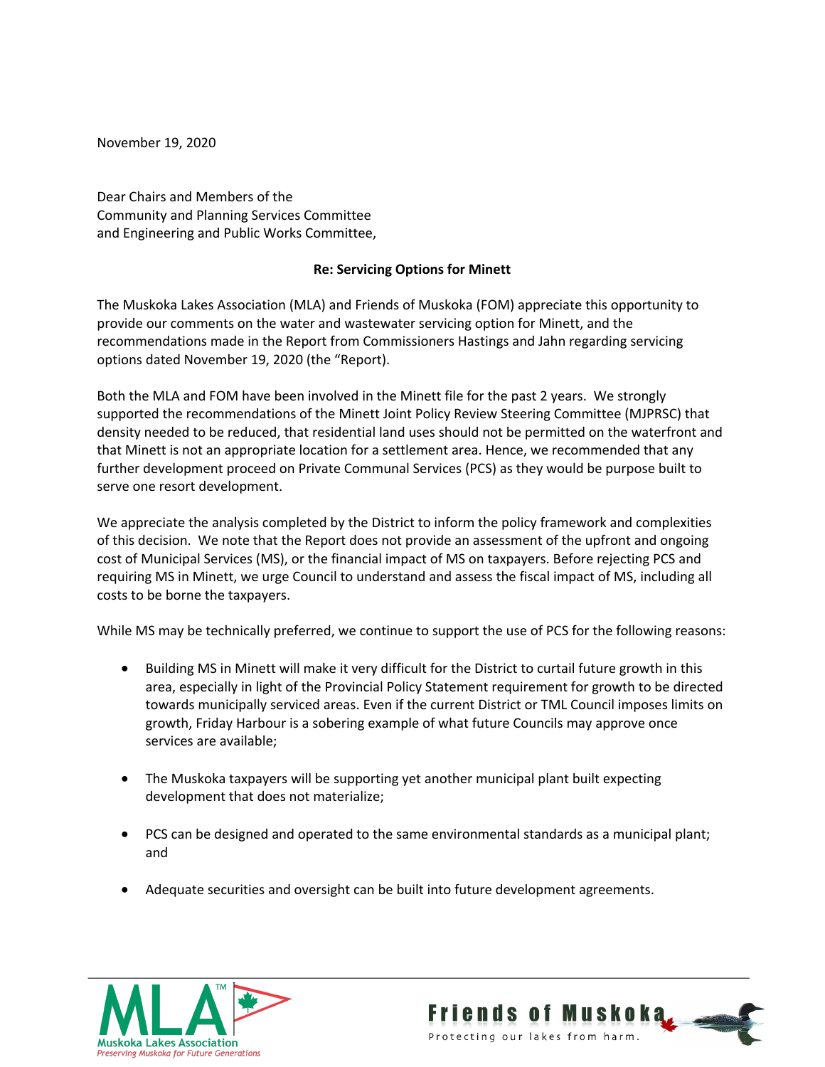November 19, 2020

Dear Chairs and Members of the
Community and Planning Services Committee
and Engineering and Public Works Committee,

**Re: Servicing Options for Minett**

The Muskoka Lakes Association (MLA) and Friends of Muskoka (FOM) appreciate this opportunity to provide our comments on the water and wastewater servicing option for Minett, and the recommendations made in the Report from Commissioners Hastings and Jahn regarding servicing options dated November 19, 2020 (the "Report).

Both the MLA and FOM have been involved in the Minett file for the past 2 years. We strongly supported the recommendations of the Minett Joint Policy Review Steering Committee (MJPRSC) that density needed to be reduced, that residential land uses should not be permitted on the waterfront and that Minett is not an appropriate location for a settlement area. Hence, we recommended that any further development proceed on Private Communal Services (PCS) as they would be purpose built to serve one resort development.

We appreciate the analysis completed by the District to inform the policy framework and complexities of this decision. We note that the Report does not provide an assessment of the upfront and ongoing cost of Municipal Services (MS), or the financial impact of MS on taxpayers. Before rejecting PCS and requiring MS in Minett, we urge Council to understand and assess the fiscal impact of MS, including all costs to be borne the taxpayers.

While MS may be technically preferred, we continue to support the use of PCS for the following reasons:

- Building MS in Minett will make it very difficult for the District to curtail future growth in this area, especially in light of the Provincial Policy Statement requirement for growth to be directed towards municipally serviced areas. Even if the current District or TML Council imposes limits on growth, Friday Harbour is a sobering example of what future Councils may approve once services are available;

- The Muskoka taxpayers will be supporting yet another municipal plant built expecting development that does not materialize;

- PCS can be designed and operated to the same environmental standards as a municipal plant; and

- Adequate securities and oversight can be built into future development agreements.

MLA™ Muskoka Lakes Association *Preserving Muskoka for Future Generations*

Friends of Muskoka Protecting our lakes from harm.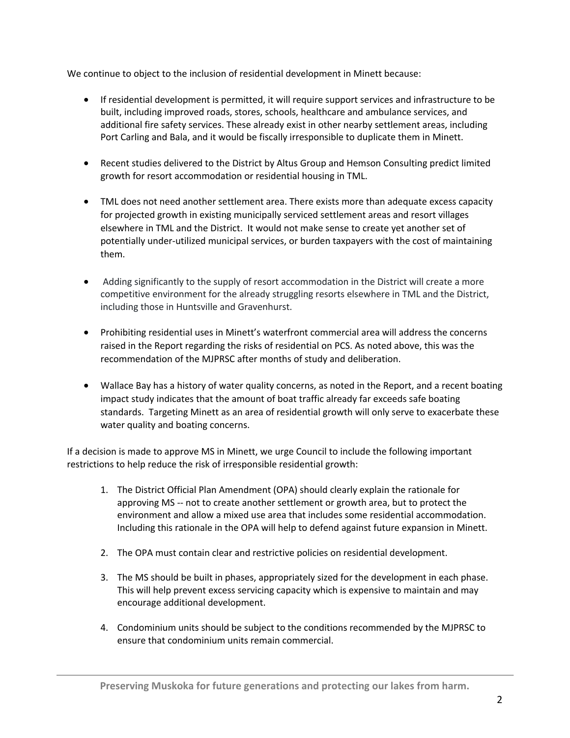We continue to object to the inclusion of residential development in Minett because:

- If residential development is permitted, it will require support services and infrastructure to be built, including improved roads, stores, schools, healthcare and ambulance services, and additional fire safety services. These already exist in other nearby settlement areas, including Port Carling and Bala, and it would be fiscally irresponsible to duplicate them in Minett.

- Recent studies delivered to the District by Altus Group and Hemson Consulting predict limited growth for resort accommodation or residential housing in TML.

- TML does not need another settlement area. There exists more than adequate excess capacity for projected growth in existing municipally serviced settlement areas and resort villages elsewhere in TML and the District. It would not make sense to create yet another set of potentially under-utilized municipal services, or burden taxpayers with the cost of maintaining them.

- Adding significantly to the supply of resort accommodation in the District will create a more competitive environment for the already struggling resorts elsewhere in TML and the District, including those in Huntsville and Gravenhurst.

- Prohibiting residential uses in Minett's waterfront commercial area will address the concerns raised in the Report regarding the risks of residential on PCS. As noted above, this was the recommendation of the MJPRSC after months of study and deliberation.

- Wallace Bay has a history of water quality concerns, as noted in the Report, and a recent boating impact study indicates that the amount of boat traffic already far exceeds safe boating standards. Targeting Minett as an area of residential growth will only serve to exacerbate these water quality and boating concerns.

If a decision is made to approve MS in Minett, we urge Council to include the following important restrictions to help reduce the risk of irresponsible residential growth:

1. The District Official Plan Amendment (OPA) should clearly explain the rationale for approving MS -- not to create another settlement or growth area, but to protect the environment and allow a mixed use area that includes some residential accommodation. Including this rationale in the OPA will help to defend against future expansion in Minett.

2. The OPA must contain clear and restrictive policies on residential development.

3. The MS should be built in phases, appropriately sized for the development in each phase. This will help prevent excess servicing capacity which is expensive to maintain and may encourage additional development.

4. Condominium units should be subject to the conditions recommended by the MJPRSC to ensure that condominium units remain commercial.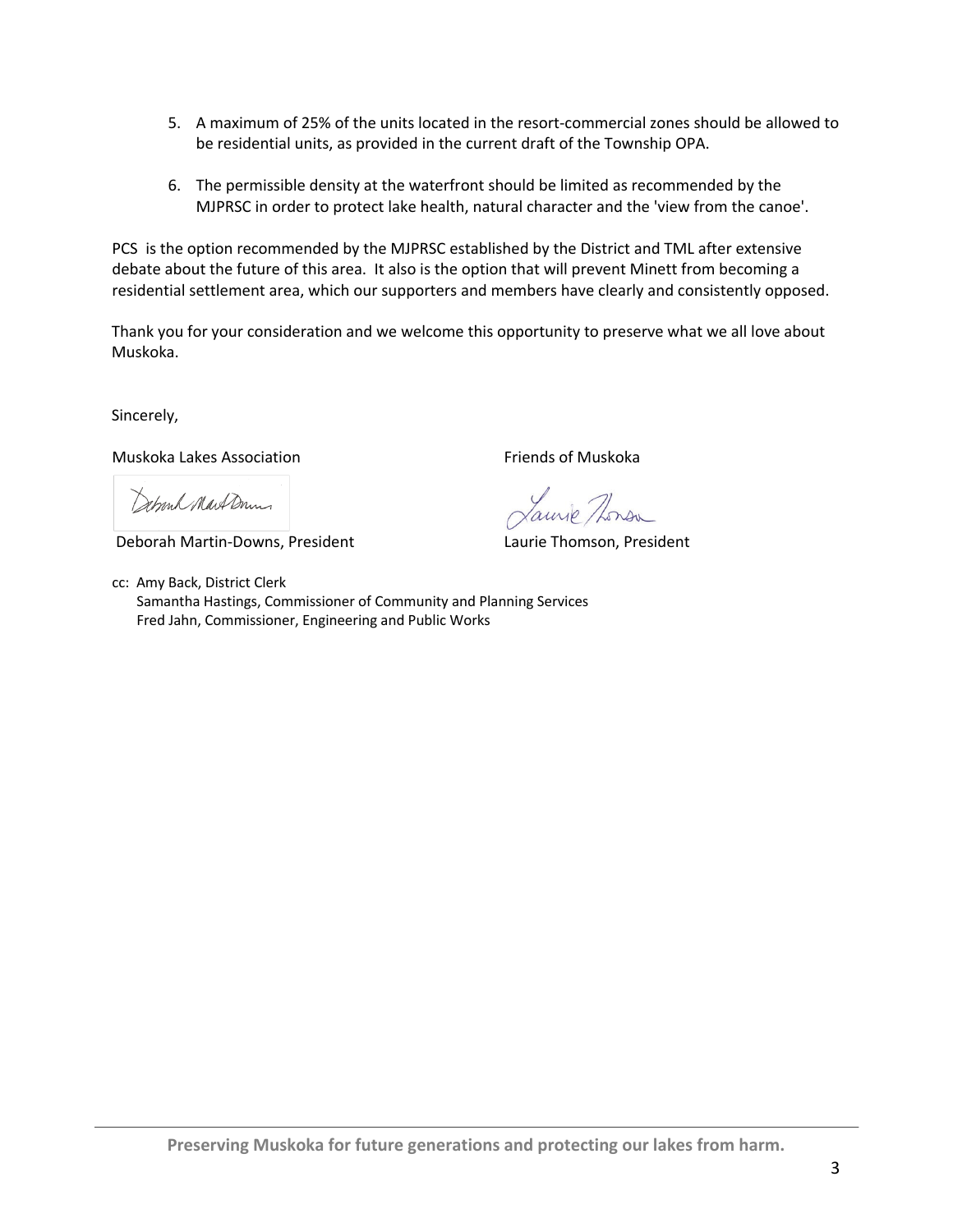5. A maximum of 25% of the units located in the resort-commercial zones should be allowed to be residential units, as provided in the current draft of the Township OPA.

6. The permissible density at the waterfront should be limited as recommended by the MJPRSC in order to protect lake health, natural character and the 'view from the canoe'.

PCS is the option recommended by the MJPRSC established by the District and TML after extensive debate about the future of this area. It also is the option that will prevent Minett from becoming a residential settlement area, which our supporters and members have clearly and consistently opposed.

Thank you for your consideration and we welcome this opportunity to preserve what we all love about Muskoka.

Sincerely,

Muskoka Lakes Association

Deborah Martin-Downs, President

Friends of Muskoka

Laurie Thomson, President

cc: Amy Back, District Clerk
Samantha Hastings, Commissioner of Community and Planning Services
Fred Jahn, Commissioner, Engineering and Public Works

**Preserving Muskoka for future generations and protecting our lakes from harm.**